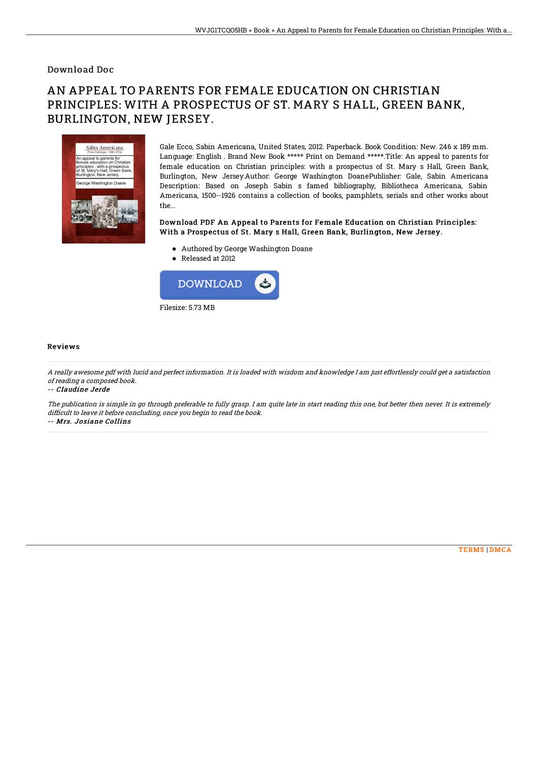Download Doc

# AN APPEAL TO PARENTS FOR FEMALE EDUCATION ON CHRISTIAN PRINCIPLES: WITH A PROSPECTUS OF ST. MARY S HALL, GREEN BANK, BURLINGTON, NEW JERSEY.

Gale Ecco, Sabin Americana, United States, 2012. Paperback. Book Condition: New. 246 x 189 mm. Language: English . Brand New Book ***** Print on Demand *****.Title: An appeal to parents for female education on Christian principles: with a prospectus of St. Mary s Hall, Green Bank, Burlington, New Jersey.Author: George Washington DoanePublisher: Gale, Sabin Americana Description: Based on Joseph Sabin s famed bibliography, Bibliotheca Americana, Sabin Americana, 1500--1926 contains a collection of books, pamphlets, serials and other works about the...

**Download PDF An Appeal to Parents for Female Education on Christian Principles: With a Prospectus of St. Mary s Hall, Green Bank, Burlington, New Jersey.**

- Authored by George Washington Doane
- Released at 2012

Filesize: 5.73 MB

## Reviews

*A really awesome pdf with lucid and perfect information. It is loaded with wisdom and knowledge I am just effortlessly could get a satisfaction of reading a composed book.*

*-- Claudine Jerde*

*The publication is simple in go through preferable to fully grasp. I am quite late in start reading this one, but better then never. It is extremely difficult to leave it before concluding, once you begin to read the book.*

*-- Mrs. Josiane Collins*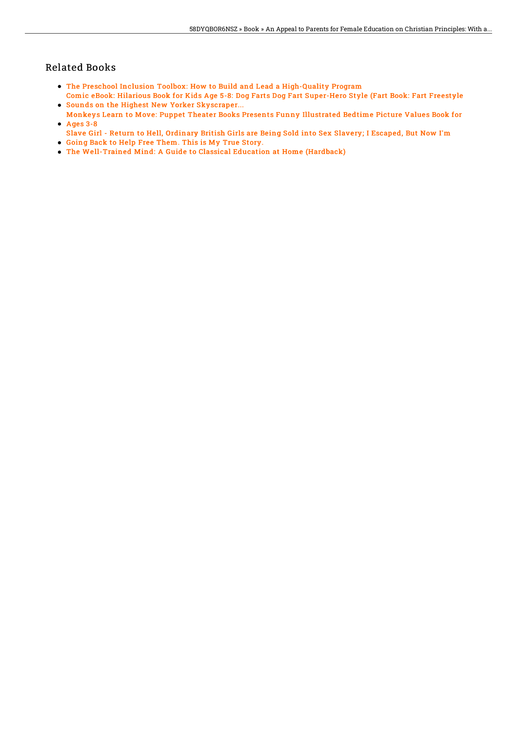## Related Books

- The Preschool Inclusion Toolbox: How to Build and Lead a High-Quality Program
- Comic eBook: Hilarious Book for Kids Age 5-8: Dog Farts Dog Fart Super-Hero Style (Fart Book: Fart Freestyle Sounds on the Highest New Yorker Skyscraper...
- Monkeys Learn to Move: Puppet Theater Books Presents Funny Illustrated Bedtime Picture Values Book for Ages 3-8
- Slave Girl - Return to Hell, Ordinary British Girls are Being Sold into Sex Slavery; I Escaped, But Now I'm Going Back to Help Free Them. This is My True Story.
- The Well-Trained Mind: A Guide to Classical Education at Home (Hardback)